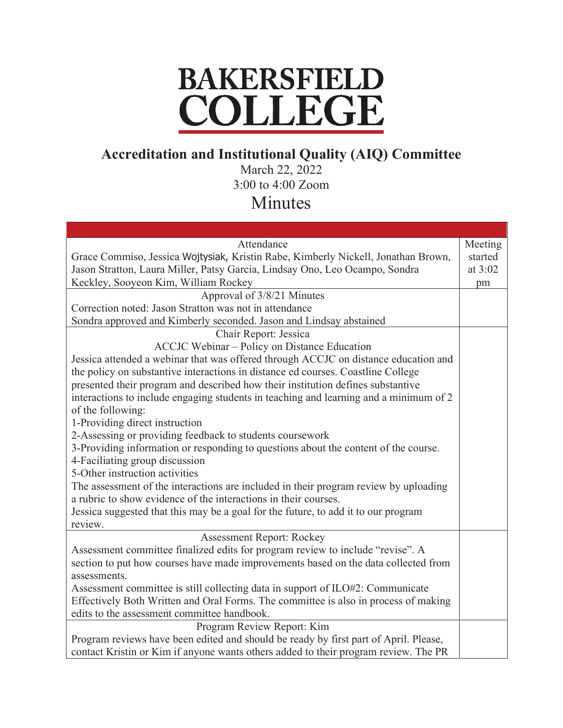# BAKERSFIELD COLLEGE

## Accreditation and Institutional Quality (AIQ) Committee

March 22, 2022
3:00 to 4:00 Zoom

# Minutes

| | |
|---|---|
| Attendance<br>Grace Commiso, Jessica Wojtysiak, Kristin Rabe, Kimberly Nickell, Jonathan Brown, Jason Stratton, Laura Miller, Patsy Garcia, Lindsay Ono, Leo Ocampo, Sondra Keckley, Sooyeon Kim, William Rockey | Meeting started at 3:02 pm |
| Approval of 3/8/21 Minutes<br>Correction noted: Jason Stratton was not in attendance<br>Sondra approved and Kimberly seconded. Jason and Lindsay abstained | |
| Chair Report: Jessica<br>ACCJC Webinar – Policy on Distance Education<br>Jessica attended a webinar that was offered through ACCJC on distance education and the policy on substantive interactions in distance ed courses. Coastline College presented their program and described how their institution defines substantive interactions to include engaging students in teaching and learning and a minimum of 2 of the following:<br>1-Providing direct instruction<br>2-Assessing or providing feedback to students coursework<br>3-Providing information or responding to questions about the content of the course.<br>4-Faciliating group discussion<br>5-Other instruction activities<br>The assessment of the interactions are included in their program review by uploading a rubric to show evidence of the interactions in their courses.<br>Jessica suggested that this may be a goal for the future, to add it to our program review. | |
| Assessment Report: Rockey<br>Assessment committee finalized edits for program review to include "revise". A section to put how courses have made improvements based on the data collected from assessments.<br>Assessment committee is still collecting data in support of ILO#2: Communicate Effectively Both Written and Oral Forms. The committee is also in process of making edits to the assessment committee handbook. | |
| Program Review Report: Kim<br>Program reviews have been edited and should be ready by first part of April. Please, contact Kristin or Kim if anyone wants others added to their program review. The PR | |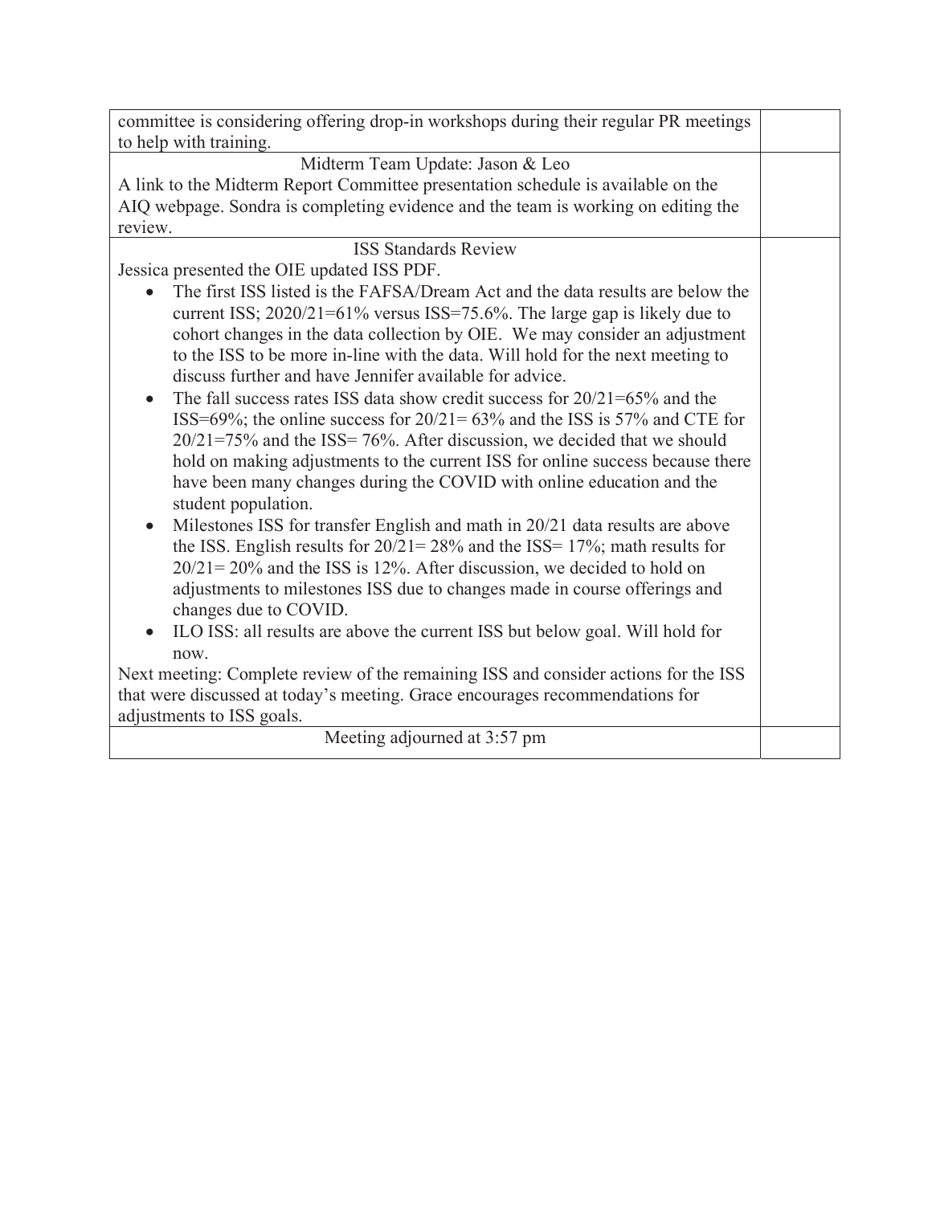| | |
|---|---|
| committee is considering offering drop-in workshops during their regular PR meetings to help with training. | |
| Midterm Team Update: Jason & Leo<br>A link to the Midterm Report Committee presentation schedule is available on the AIQ webpage. Sondra is completing evidence and the team is working on editing the review. | |
| ISS Standards Review<br>Jessica presented the OIE updated ISS PDF.<br>• The first ISS listed is the FAFSA/Dream Act and the data results are below the current ISS; 2020/21=61% versus ISS=75.6%. The large gap is likely due to cohort changes in the data collection by OIE. We may consider an adjustment to the ISS to be more in-line with the data. Will hold for the next meeting to discuss further and have Jennifer available for advice.<br>• The fall success rates ISS data show credit success for 20/21=65% and the ISS=69%; the online success for 20/21= 63% and the ISS is 57% and CTE for 20/21=75% and the ISS= 76%. After discussion, we decided that we should hold on making adjustments to the current ISS for online success because there have been many changes during the COVID with online education and the student population.<br>• Milestones ISS for transfer English and math in 20/21 data results are above the ISS. English results for 20/21= 28% and the ISS= 17%; math results for 20/21= 20% and the ISS is 12%. After discussion, we decided to hold on adjustments to milestones ISS due to changes made in course offerings and changes due to COVID.<br>• ILO ISS: all results are above the current ISS but below goal. Will hold for now.<br>Next meeting: Complete review of the remaining ISS and consider actions for the ISS that were discussed at today's meeting. Grace encourages recommendations for adjustments to ISS goals. | |
| Meeting adjourned at 3:57 pm | |